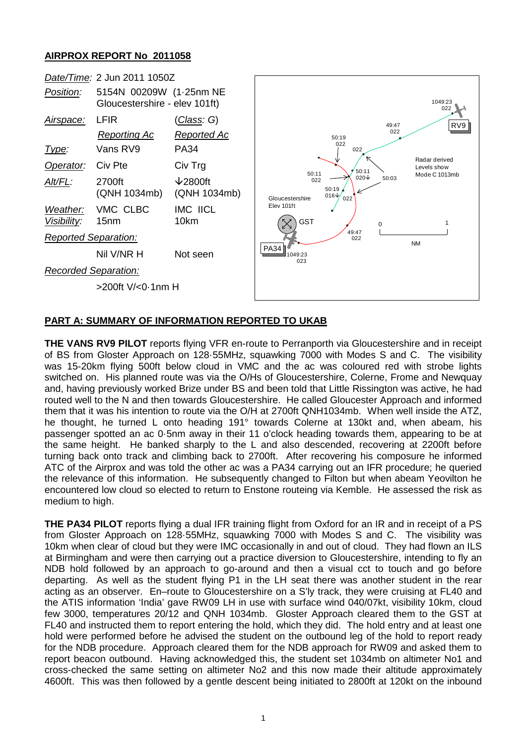## AIRPROX REPORT No 2011058

| | | |
|---|---|---|
| *Date/Time*: | 2 Jun 2011 1050Z | |
| *Position*: | 5154N 00209W (1·25nm NE Gloucestershire - elev 101ft) | |
| *Airspace*: | LFIR | (*Class*: G) |
| | *Reporting Ac* | *Reported Ac* |
| *Type*: | Vans RV9 | PA34 |
| *Operator*: | Civ Pte | Civ Trg |
| *Alt/FL*: | 2700ft (QNH 1034mb) | ↓2800ft (QNH 1034mb) |
| *Weather*: | VMC CLBC | IMC IICL |
| *Visibility*: | 15nm | 10km |
| *Reported Separation*: | | |
| | Nil V/NR H | Not seen |
| *Recorded Separation*: | | |
| | >200ft V/<0·1nm H | |

## PART A: SUMMARY OF INFORMATION REPORTED TO UKAB

**THE VANS RV9 PILOT** reports flying VFR en-route to Perranporth via Gloucestershire and in receipt of BS from Gloster Approach on 128·55MHz, squawking 7000 with Modes S and C. The visibility was 15-20km flying 500ft below cloud in VMC and the ac was coloured red with strobe lights switched on. His planned route was via the O/Hs of Gloucestershire, Colerne, Frome and Newquay and, having previously worked Brize under BS and been told that Little Rissington was active, he had routed well to the N and then towards Gloucestershire. He called Gloucester Approach and informed them that it was his intention to route via the O/H at 2700ft QNH1034mb. When well inside the ATZ, he thought, he turned L onto heading 191° towards Colerne at 130kt and, when abeam, his passenger spotted an ac 0·5nm away in their 11 o'clock heading towards them, appearing to be at the same height. He banked sharply to the L and also descended, recovering at 2200ft before turning back onto track and climbing back to 2700ft. After recovering his composure he informed ATC of the Airprox and was told the other ac was a PA34 carrying out an IFR procedure; he queried the relevance of this information. He subsequently changed to Filton but when abeam Yeovilton he encountered low cloud so elected to return to Enstone routeing via Kemble. He assessed the risk as medium to high.

**THE PA34 PILOT** reports flying a dual IFR training flight from Oxford for an IR and in receipt of a PS from Gloster Approach on 128·55MHz, squawking 7000 with Modes S and C. The visibility was 10km when clear of cloud but they were IMC occasionally in and out of cloud. They had flown an ILS at Birmingham and were then carrying out a practice diversion to Gloucestershire, intending to fly an NDB hold followed by an approach to go-around and then a visual cct to touch and go before departing. As well as the student flying P1 in the LH seat there was another student in the rear acting as an observer. En–route to Gloucestershire on a S'ly track, they were cruising at FL40 and the ATIS information 'India' gave RW09 LH in use with surface wind 040/07kt, visibility 10km, cloud few 3000, temperatures 20/12 and QNH 1034mb. Gloster Approach cleared them to the GST at FL40 and instructed them to report entering the hold, which they did. The hold entry and at least one hold were performed before he advised the student on the outbound leg of the hold to report ready for the NDB procedure. Approach cleared them for the NDB approach for RW09 and asked them to report beacon outbound. Having acknowledged this, the student set 1034mb on altimeter No1 and cross-checked the same setting on altimeter No2 and this now made their altitude approximately 4600ft. This was then followed by a gentle descent being initiated to 2800ft at 120kt on the inbound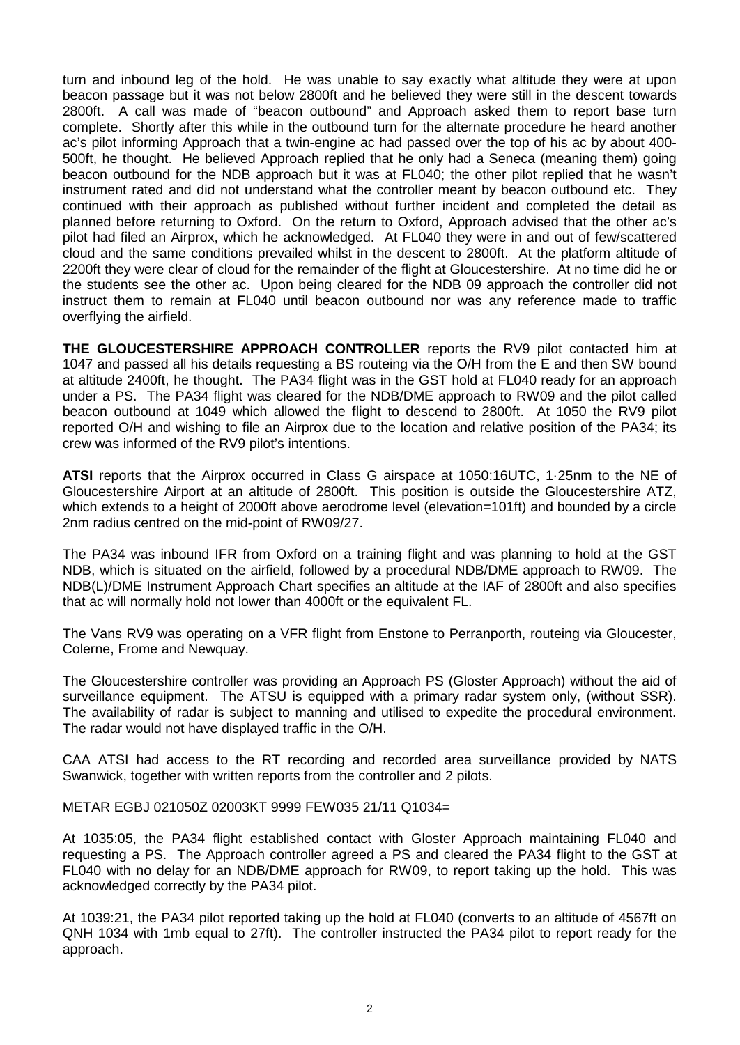turn and inbound leg of the hold. He was unable to say exactly what altitude they were at upon beacon passage but it was not below 2800ft and he believed they were still in the descent towards 2800ft. A call was made of "beacon outbound" and Approach asked them to report base turn complete. Shortly after this while in the outbound turn for the alternate procedure he heard another ac's pilot informing Approach that a twin-engine ac had passed over the top of his ac by about 400-500ft, he thought. He believed Approach replied that he only had a Seneca (meaning them) going beacon outbound for the NDB approach but it was at FL040; the other pilot replied that he wasn't instrument rated and did not understand what the controller meant by beacon outbound etc. They continued with their approach as published without further incident and completed the detail as planned before returning to Oxford. On the return to Oxford, Approach advised that the other ac's pilot had filed an Airprox, which he acknowledged. At FL040 they were in and out of few/scattered cloud and the same conditions prevailed whilst in the descent to 2800ft. At the platform altitude of 2200ft they were clear of cloud for the remainder of the flight at Gloucestershire. At no time did he or the students see the other ac. Upon being cleared for the NDB 09 approach the controller did not instruct them to remain at FL040 until beacon outbound nor was any reference made to traffic overflying the airfield.

**THE GLOUCESTERSHIRE APPROACH CONTROLLER** reports the RV9 pilot contacted him at 1047 and passed all his details requesting a BS routeing via the O/H from the E and then SW bound at altitude 2400ft, he thought. The PA34 flight was in the GST hold at FL040 ready for an approach under a PS. The PA34 flight was cleared for the NDB/DME approach to RW09 and the pilot called beacon outbound at 1049 which allowed the flight to descend to 2800ft. At 1050 the RV9 pilot reported O/H and wishing to file an Airprox due to the location and relative position of the PA34; its crew was informed of the RV9 pilot's intentions.

**ATSI** reports that the Airprox occurred in Class G airspace at 1050:16UTC, 1·25nm to the NE of Gloucestershire Airport at an altitude of 2800ft. This position is outside the Gloucestershire ATZ, which extends to a height of 2000ft above aerodrome level (elevation=101ft) and bounded by a circle 2nm radius centred on the mid-point of RW09/27.

The PA34 was inbound IFR from Oxford on a training flight and was planning to hold at the GST NDB, which is situated on the airfield, followed by a procedural NDB/DME approach to RW09. The NDB(L)/DME Instrument Approach Chart specifies an altitude at the IAF of 2800ft and also specifies that ac will normally hold not lower than 4000ft or the equivalent FL.

The Vans RV9 was operating on a VFR flight from Enstone to Perranporth, routeing via Gloucester, Colerne, Frome and Newquay.

The Gloucestershire controller was providing an Approach PS (Gloster Approach) without the aid of surveillance equipment. The ATSU is equipped with a primary radar system only, (without SSR). The availability of radar is subject to manning and utilised to expedite the procedural environment. The radar would not have displayed traffic in the O/H.

CAA ATSI had access to the RT recording and recorded area surveillance provided by NATS Swanwick, together with written reports from the controller and 2 pilots.

METAR EGBJ 021050Z 02003KT 9999 FEW035 21/11 Q1034=

At 1035:05, the PA34 flight established contact with Gloster Approach maintaining FL040 and requesting a PS. The Approach controller agreed a PS and cleared the PA34 flight to the GST at FL040 with no delay for an NDB/DME approach for RW09, to report taking up the hold. This was acknowledged correctly by the PA34 pilot.

At 1039:21, the PA34 pilot reported taking up the hold at FL040 (converts to an altitude of 4567ft on QNH 1034 with 1mb equal to 27ft). The controller instructed the PA34 pilot to report ready for the approach.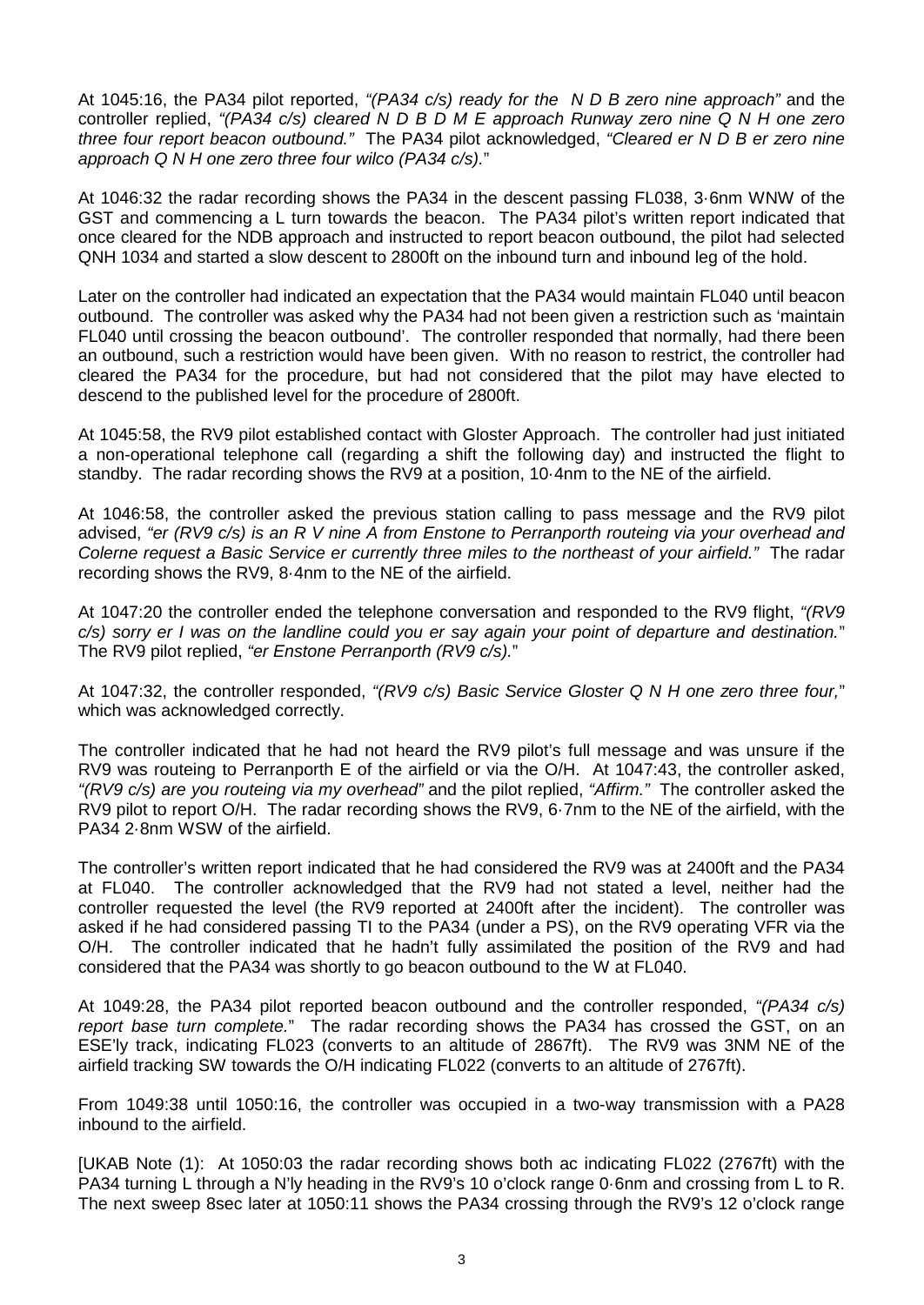At 1045:16, the PA34 pilot reported, *"(PA34 c/s) ready for the N D B zero nine approach"* and the controller replied, *"(PA34 c/s) cleared N D B D M E approach Runway zero nine Q N H one zero three four report beacon outbound."* The PA34 pilot acknowledged, *"Cleared er N D B er zero nine approach Q N H one zero three four wilco (PA34 c/s).*"

At 1046:32 the radar recording shows the PA34 in the descent passing FL038, 3·6nm WNW of the GST and commencing a L turn towards the beacon. The PA34 pilot's written report indicated that once cleared for the NDB approach and instructed to report beacon outbound, the pilot had selected QNH 1034 and started a slow descent to 2800ft on the inbound turn and inbound leg of the hold.

Later on the controller had indicated an expectation that the PA34 would maintain FL040 until beacon outbound. The controller was asked why the PA34 had not been given a restriction such as 'maintain FL040 until crossing the beacon outbound'. The controller responded that normally, had there been an outbound, such a restriction would have been given. With no reason to restrict, the controller had cleared the PA34 for the procedure, but had not considered that the pilot may have elected to descend to the published level for the procedure of 2800ft.

At 1045:58, the RV9 pilot established contact with Gloster Approach. The controller had just initiated a non-operational telephone call (regarding a shift the following day) and instructed the flight to standby. The radar recording shows the RV9 at a position, 10·4nm to the NE of the airfield.

At 1046:58, the controller asked the previous station calling to pass message and the RV9 pilot advised, *"er (RV9 c/s) is an R V nine A from Enstone to Perranporth routeing via your overhead and Colerne request a Basic Service er currently three miles to the northeast of your airfield."* The radar recording shows the RV9, 8·4nm to the NE of the airfield.

At 1047:20 the controller ended the telephone conversation and responded to the RV9 flight, *"(RV9 c/s) sorry er I was on the landline could you er say again your point of departure and destination.*" The RV9 pilot replied, *"er Enstone Perranporth (RV9 c/s).*"

At 1047:32, the controller responded, *"(RV9 c/s) Basic Service Gloster Q N H one zero three four,*" which was acknowledged correctly.

The controller indicated that he had not heard the RV9 pilot's full message and was unsure if the RV9 was routeing to Perranporth E of the airfield or via the O/H. At 1047:43, the controller asked, *"(RV9 c/s) are you routeing via my overhead"* and the pilot replied, *"Affirm."* The controller asked the RV9 pilot to report O/H. The radar recording shows the RV9, 6·7nm to the NE of the airfield, with the PA34 2·8nm WSW of the airfield.

The controller's written report indicated that he had considered the RV9 was at 2400ft and the PA34 at FL040. The controller acknowledged that the RV9 had not stated a level, neither had the controller requested the level (the RV9 reported at 2400ft after the incident). The controller was asked if he had considered passing TI to the PA34 (under a PS), on the RV9 operating VFR via the O/H. The controller indicated that he hadn't fully assimilated the position of the RV9 and had considered that the PA34 was shortly to go beacon outbound to the W at FL040.

At 1049:28, the PA34 pilot reported beacon outbound and the controller responded, *"(PA34 c/s) report base turn complete.*" The radar recording shows the PA34 has crossed the GST, on an ESE'ly track, indicating FL023 (converts to an altitude of 2867ft). The RV9 was 3NM NE of the airfield tracking SW towards the O/H indicating FL022 (converts to an altitude of 2767ft).

From 1049:38 until 1050:16, the controller was occupied in a two-way transmission with a PA28 inbound to the airfield.

[UKAB Note (1): At 1050:03 the radar recording shows both ac indicating FL022 (2767ft) with the PA34 turning L through a N'ly heading in the RV9's 10 o'clock range 0·6nm and crossing from L to R. The next sweep 8sec later at 1050:11 shows the PA34 crossing through the RV9's 12 o'clock range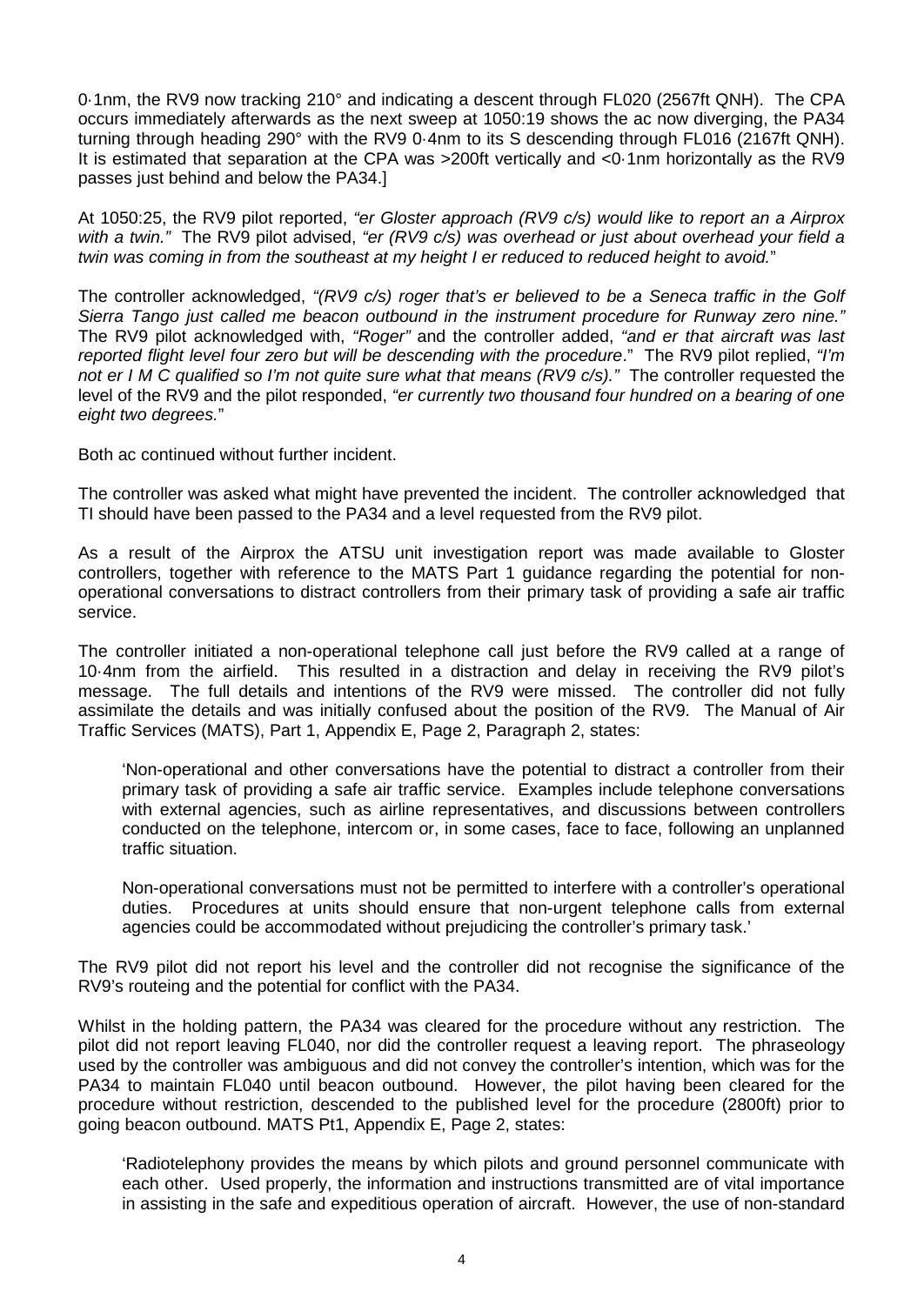0·1nm, the RV9 now tracking 210° and indicating a descent through FL020 (2567ft QNH). The CPA occurs immediately afterwards as the next sweep at 1050:19 shows the ac now diverging, the PA34 turning through heading 290° with the RV9 0·4nm to its S descending through FL016 (2167ft QNH). It is estimated that separation at the CPA was >200ft vertically and <0·1nm horizontally as the RV9 passes just behind and below the PA34.]

At 1050:25, the RV9 pilot reported, *"er Gloster approach (RV9 c/s) would like to report an a Airprox with a twin."* The RV9 pilot advised, *"er (RV9 c/s) was overhead or just about overhead your field a twin was coming in from the southeast at my height I er reduced to reduced height to avoid."*

The controller acknowledged, *"(RV9 c/s) roger that's er believed to be a Seneca traffic in the Golf Sierra Tango just called me beacon outbound in the instrument procedure for Runway zero nine."* The RV9 pilot acknowledged with, *"Roger"* and the controller added, *"and er that aircraft was last reported flight level four zero but will be descending with the procedure*." The RV9 pilot replied, *"I'm not er I M C qualified so I'm not quite sure what that means (RV9 c/s)."* The controller requested the level of the RV9 and the pilot responded, *"er currently two thousand four hundred on a bearing of one eight two degrees.*"

Both ac continued without further incident.

The controller was asked what might have prevented the incident. The controller acknowledged that TI should have been passed to the PA34 and a level requested from the RV9 pilot.

As a result of the Airprox the ATSU unit investigation report was made available to Gloster controllers, together with reference to the MATS Part 1 guidance regarding the potential for non-operational conversations to distract controllers from their primary task of providing a safe air traffic service.

The controller initiated a non-operational telephone call just before the RV9 called at a range of 10·4nm from the airfield. This resulted in a distraction and delay in receiving the RV9 pilot's message. The full details and intentions of the RV9 were missed. The controller did not fully assimilate the details and was initially confused about the position of the RV9. The Manual of Air Traffic Services (MATS), Part 1, Appendix E, Page 2, Paragraph 2, states:

> 'Non-operational and other conversations have the potential to distract a controller from their primary task of providing a safe air traffic service. Examples include telephone conversations with external agencies, such as airline representatives, and discussions between controllers conducted on the telephone, intercom or, in some cases, face to face, following an unplanned traffic situation.
>
> Non-operational conversations must not be permitted to interfere with a controller's operational duties. Procedures at units should ensure that non-urgent telephone calls from external agencies could be accommodated without prejudicing the controller's primary task.'

The RV9 pilot did not report his level and the controller did not recognise the significance of the RV9's routeing and the potential for conflict with the PA34.

Whilst in the holding pattern, the PA34 was cleared for the procedure without any restriction. The pilot did not report leaving FL040, nor did the controller request a leaving report. The phraseology used by the controller was ambiguous and did not convey the controller's intention, which was for the PA34 to maintain FL040 until beacon outbound. However, the pilot having been cleared for the procedure without restriction, descended to the published level for the procedure (2800ft) prior to going beacon outbound. MATS Pt1, Appendix E, Page 2, states:

> 'Radiotelephony provides the means by which pilots and ground personnel communicate with each other. Used properly, the information and instructions transmitted are of vital importance in assisting in the safe and expeditious operation of aircraft. However, the use of non-standard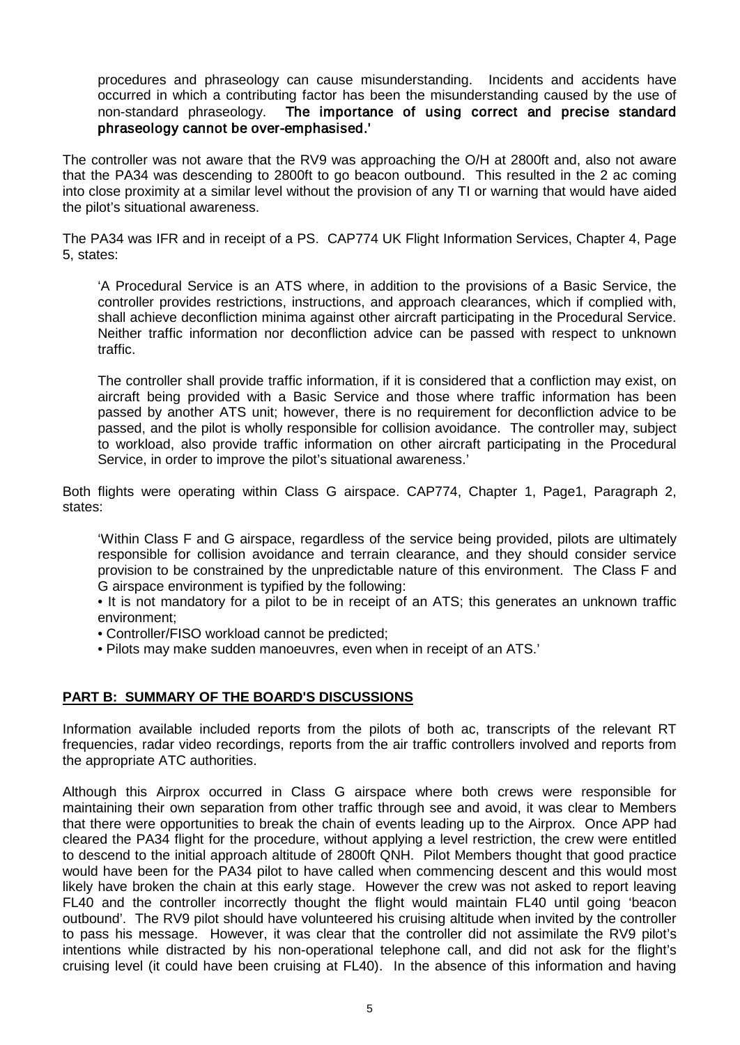procedures and phraseology can cause misunderstanding. Incidents and accidents have occurred in which a contributing factor has been the misunderstanding caused by the use of non-standard phraseology. **The importance of using correct and precise standard phraseology cannot be over-emphasised.'**

The controller was not aware that the RV9 was approaching the O/H at 2800ft and, also not aware that the PA34 was descending to 2800ft to go beacon outbound. This resulted in the 2 ac coming into close proximity at a similar level without the provision of any TI or warning that would have aided the pilot's situational awareness.

The PA34 was IFR and in receipt of a PS. CAP774 UK Flight Information Services, Chapter 4, Page 5, states:

> 'A Procedural Service is an ATS where, in addition to the provisions of a Basic Service, the controller provides restrictions, instructions, and approach clearances, which if complied with, shall achieve deconfliction minima against other aircraft participating in the Procedural Service. Neither traffic information nor deconfliction advice can be passed with respect to unknown traffic.
>
> The controller shall provide traffic information, if it is considered that a confliction may exist, on aircraft being provided with a Basic Service and those where traffic information has been passed by another ATS unit; however, there is no requirement for deconfliction advice to be passed, and the pilot is wholly responsible for collision avoidance. The controller may, subject to workload, also provide traffic information on other aircraft participating in the Procedural Service, in order to improve the pilot's situational awareness.'

Both flights were operating within Class G airspace. CAP774, Chapter 1, Page1, Paragraph 2, states:

> 'Within Class F and G airspace, regardless of the service being provided, pilots are ultimately responsible for collision avoidance and terrain clearance, and they should consider service provision to be constrained by the unpredictable nature of this environment. The Class F and G airspace environment is typified by the following:
>
> • It is not mandatory for a pilot to be in receipt of an ATS; this generates an unknown traffic environment;
>
> • Controller/FISO workload cannot be predicted;
>
> • Pilots may make sudden manoeuvres, even when in receipt of an ATS.'

## PART B: SUMMARY OF THE BOARD'S DISCUSSIONS

Information available included reports from the pilots of both ac, transcripts of the relevant RT frequencies, radar video recordings, reports from the air traffic controllers involved and reports from the appropriate ATC authorities.

Although this Airprox occurred in Class G airspace where both crews were responsible for maintaining their own separation from other traffic through see and avoid, it was clear to Members that there were opportunities to break the chain of events leading up to the Airprox. Once APP had cleared the PA34 flight for the procedure, without applying a level restriction, the crew were entitled to descend to the initial approach altitude of 2800ft QNH. Pilot Members thought that good practice would have been for the PA34 pilot to have called when commencing descent and this would most likely have broken the chain at this early stage. However the crew was not asked to report leaving FL40 and the controller incorrectly thought the flight would maintain FL40 until going 'beacon outbound'. The RV9 pilot should have volunteered his cruising altitude when invited by the controller to pass his message. However, it was clear that the controller did not assimilate the RV9 pilot's intentions while distracted by his non-operational telephone call, and did not ask for the flight's cruising level (it could have been cruising at FL40). In the absence of this information and having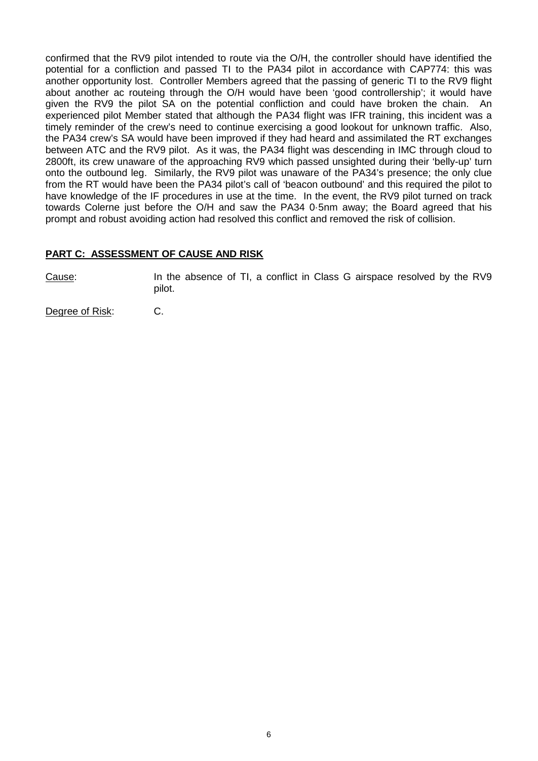confirmed that the RV9 pilot intended to route via the O/H, the controller should have identified the potential for a confliction and passed TI to the PA34 pilot in accordance with CAP774: this was another opportunity lost. Controller Members agreed that the passing of generic TI to the RV9 flight about another ac routeing through the O/H would have been 'good controllership'; it would have given the RV9 the pilot SA on the potential confliction and could have broken the chain. An experienced pilot Member stated that although the PA34 flight was IFR training, this incident was a timely reminder of the crew's need to continue exercising a good lookout for unknown traffic. Also, the PA34 crew's SA would have been improved if they had heard and assimilated the RT exchanges between ATC and the RV9 pilot. As it was, the PA34 flight was descending in IMC through cloud to 2800ft, its crew unaware of the approaching RV9 which passed unsighted during their 'belly-up' turn onto the outbound leg. Similarly, the RV9 pilot was unaware of the PA34's presence; the only clue from the RT would have been the PA34 pilot's call of 'beacon outbound' and this required the pilot to have knowledge of the IF procedures in use at the time. In the event, the RV9 pilot turned on track towards Colerne just before the O/H and saw the PA34 0·5nm away; the Board agreed that his prompt and robust avoiding action had resolved this conflict and removed the risk of collision.

## PART C: ASSESSMENT OF CAUSE AND RISK

Cause: In the absence of TI, a conflict in Class G airspace resolved by the RV9 pilot.

Degree of Risk: C.